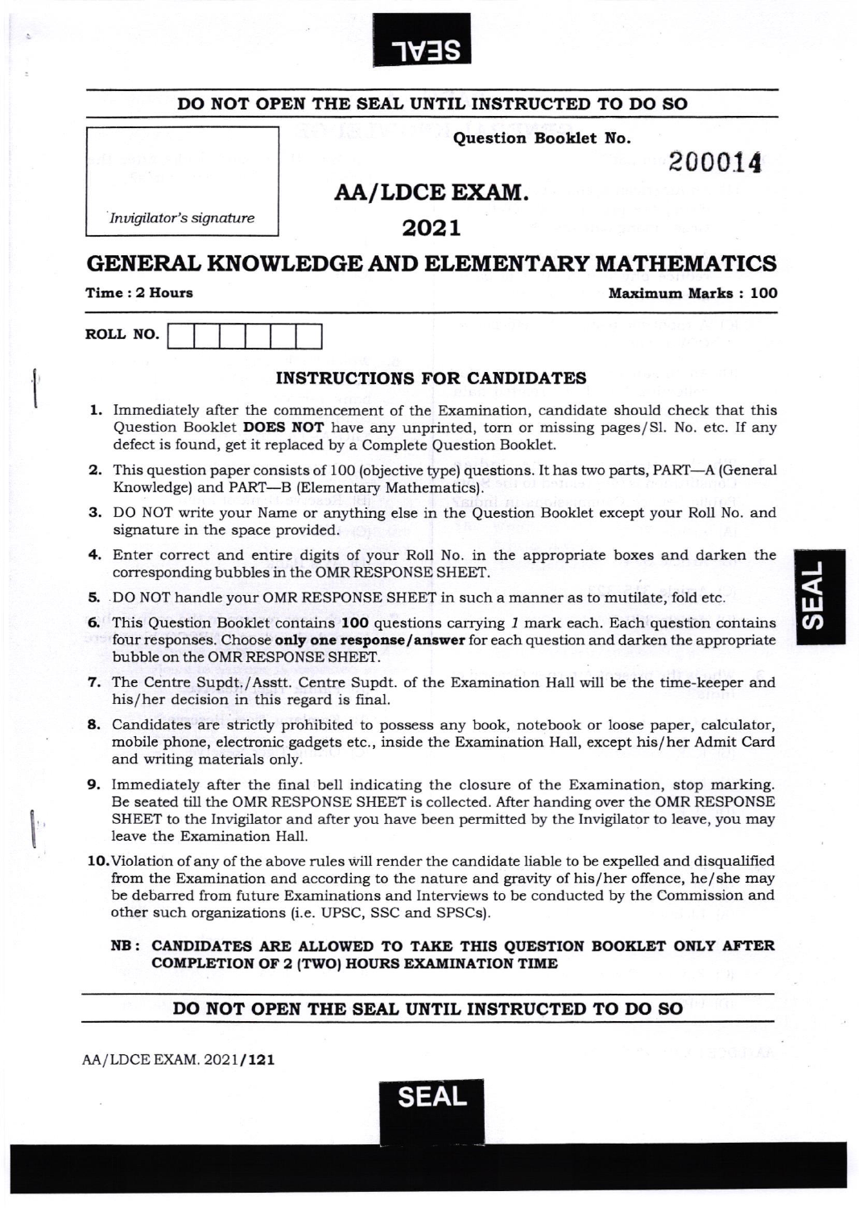SEAL

**DO NOT OPEN THE SEAL UNTIL INSTRUCTED TO DO SO**

*Invigilator's signature*

**Question Booklet No.** 200014

# AA/LDCE EXAM.

# 2021

# GENERAL KNOWLEDGE AND ELEMENTARY MATHEMATICS

**Time : 2 Hours** | **Maximum Marks : 100**

**ROLL NO.** | | | | | | |

## INSTRUCTIONS FOR CANDIDATES

1. Immediately after the commencement of the Examination, candidate should check that this Question Booklet **DOES NOT** have any unprinted, torn or missing pages/Sl. No. etc. If any defect is found, get it replaced by a Complete Question Booklet.
2. This question paper consists of 100 (objective type) questions. It has two parts, PART—A (General Knowledge) and PART—B (Elementary Mathematics).
3. DO NOT write your Name or anything else in the Question Booklet except your Roll No. and signature in the space provided.
4. Enter correct and entire digits of your Roll No. in the appropriate boxes and darken the corresponding bubbles in the OMR RESPONSE SHEET.
5. DO NOT handle your OMR RESPONSE SHEET in such a manner as to mutilate, fold etc.
6. This Question Booklet contains **100** questions carrying *1* mark each. Each question contains four responses. Choose **only one response/answer** for each question and darken the appropriate bubble on the OMR RESPONSE SHEET.
7. The Centre Supdt./Asstt. Centre Supdt. of the Examination Hall will be the time-keeper and his/her decision in this regard is final.
8. Candidates are strictly prohibited to possess any book, notebook or loose paper, calculator, mobile phone, electronic gadgets etc., inside the Examination Hall, except his/her Admit Card and writing materials only.
9. Immediately after the final bell indicating the closure of the Examination, stop marking. Be seated till the OMR RESPONSE SHEET is collected. After handing over the OMR RESPONSE SHEET to the Invigilator and after you have been permitted by the Invigilator to leave, you may leave the Examination Hall.
10. Violation of any of the above rules will render the candidate liable to be expelled and disqualified from the Examination and according to the nature and gravity of his/her offence, he/she may be debarred from future Examinations and Interviews to be conducted by the Commission and other such organizations (i.e. UPSC, SSC and SPSCs).

**NB : CANDIDATES ARE ALLOWED TO TAKE THIS QUESTION BOOKLET ONLY AFTER COMPLETION OF 2 (TWO) HOURS EXAMINATION TIME**

**DO NOT OPEN THE SEAL UNTIL INSTRUCTED TO DO SO**

AA/LDCE EXAM. 2021/**121**

SEAL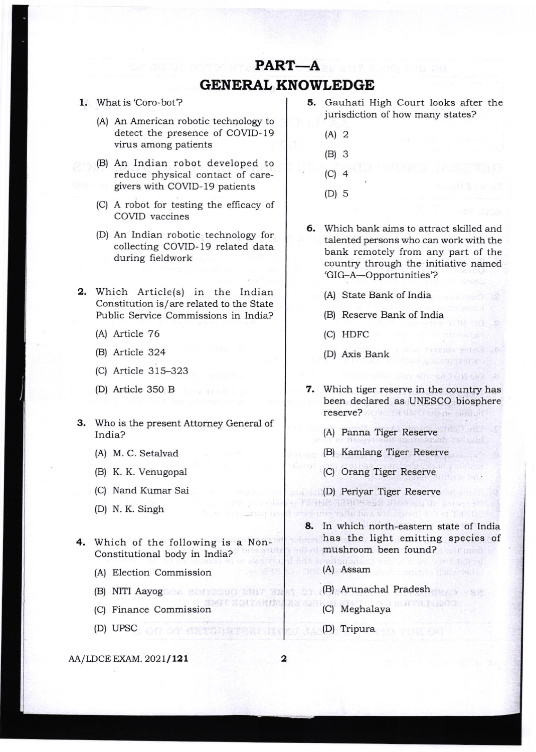# PART—A

## GENERAL KNOWLEDGE

**1.** What is 'Coro-bot'?

(A) An American robotic technology to detect the presence of COVID-19 virus among patients

(B) An Indian robot developed to reduce physical contact of care-givers with COVID-19 patients

(C) A robot for testing the efficacy of COVID vaccines

(D) An Indian robotic technology for collecting COVID-19 related data during fieldwork

**2.** Which Article(s) in the Indian Constitution is/are related to the State Public Service Commissions in India?

(A) Article 76

(B) Article 324

(C) Article 315–323

(D) Article 350 B

**3.** Who is the present Attorney General of India?

(A) M. C. Setalvad

(B) K. K. Venugopal

(C) Nand Kumar Sai

(D) N. K. Singh

**4.** Which of the following is a Non-Constitutional body in India?

(A) Election Commission

(B) NITI Aayog

(C) Finance Commission

(D) UPSC

**5.** Gauhati High Court looks after the jurisdiction of how many states?

(A) 2

(B) 3

(C) 4

(D) 5

**6.** Which bank aims to attract skilled and talented persons who can work with the bank remotely from any part of the country through the initiative named 'GIG–A—Opportunities'?

(A) State Bank of India

(B) Reserve Bank of India

(C) HDFC

(D) Axis Bank

**7.** Which tiger reserve in the country has been declared as UNESCO biosphere reserve?

(A) Panna Tiger Reserve

(B) Kamlang Tiger Reserve

(C) Orang Tiger Reserve

(D) Periyar Tiger Reserve

**8.** In which north-eastern state of India has the light emitting species of mushroom been found?

(A) Assam

(B) Arunachal Pradesh

(C) Meghalaya

(D) Tripura

AA/LDCE EXAM. 2021/**121**